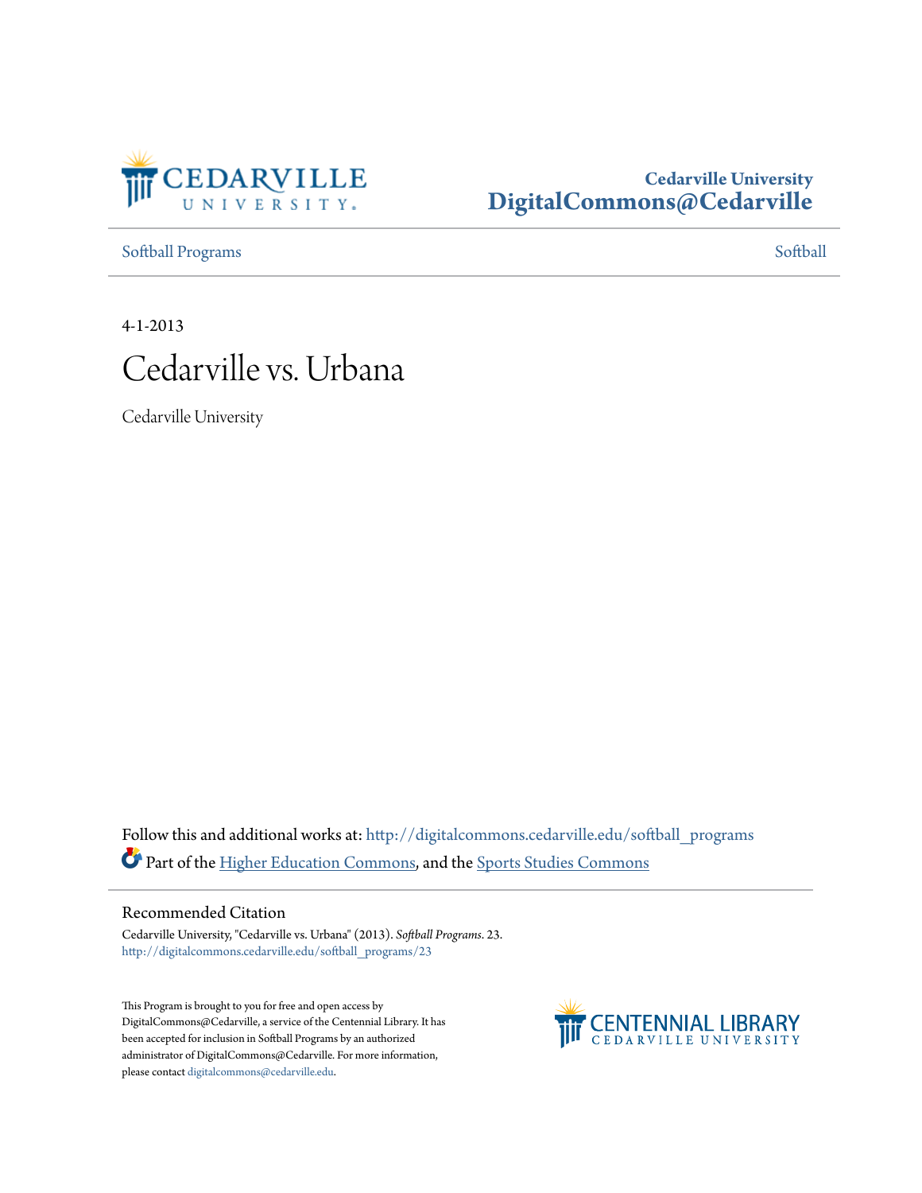Cedarville University
DigitalCommons@Cedarville

Softball Programs | Softball

4-1-2013

# Cedarville vs. Urbana

Cedarville University

Follow this and additional works at: http://digitalcommons.cedarville.edu/softball_programs

Part of the Higher Education Commons, and the Sports Studies Commons

## Recommended Citation

Cedarville University, "Cedarville vs. Urbana" (2013). *Softball Programs*. 23.
http://digitalcommons.cedarville.edu/softball_programs/23

This Program is brought to you for free and open access by DigitalCommons@Cedarville, a service of the Centennial Library. It has been accepted for inclusion in Softball Programs by an authorized administrator of DigitalCommons@Cedarville. For more information, please contact digitalcommons@cedarville.edu.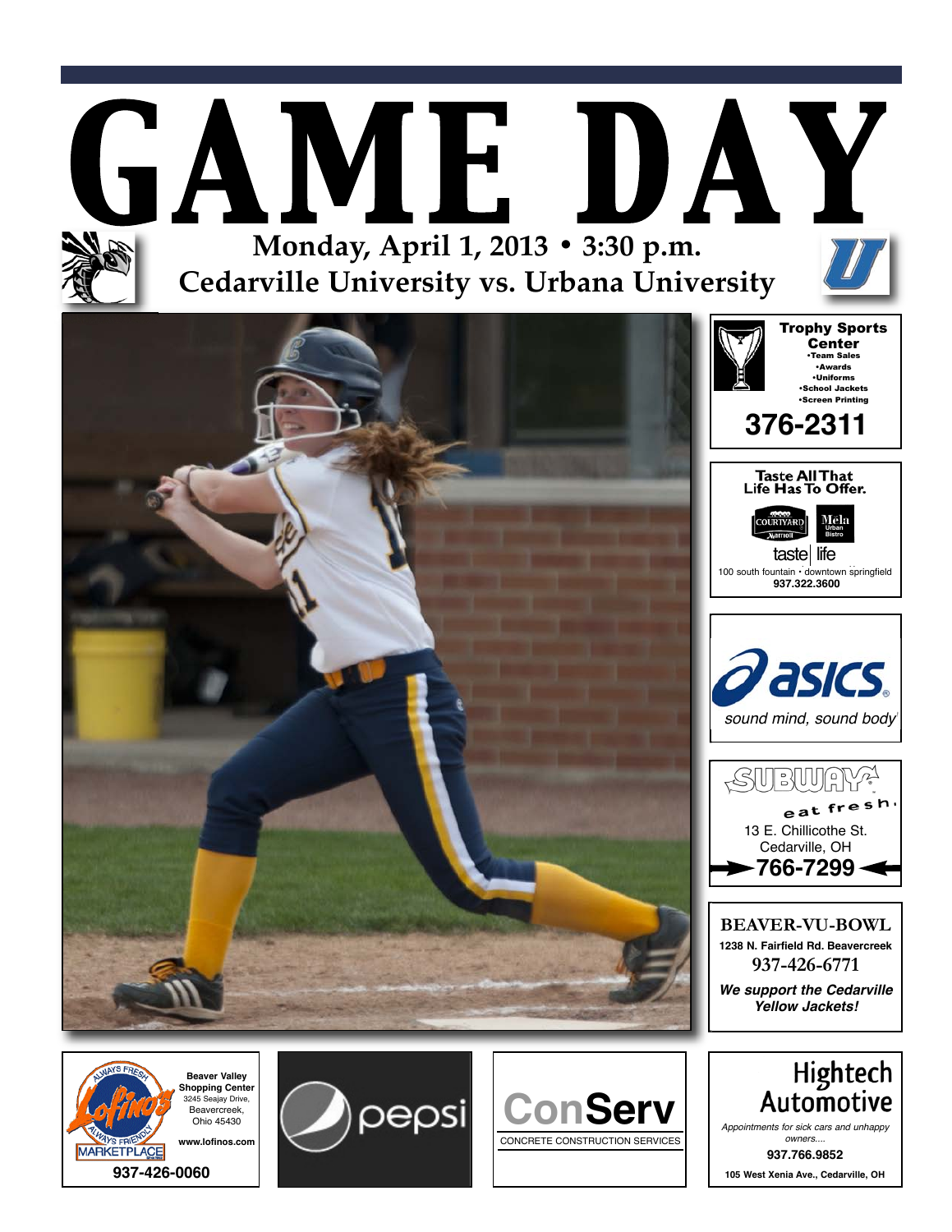# GAME DAY

**Monday, April 1, 2013 • 3:30 p.m.**

**Cedarville University vs. Urbana University**

**Trophy Sports Center**
- Team Sales
- Awards
- Uniforms
- School Jackets
- Screen Printing

**376-2311**

**Taste All That Life Has To Offer.**

COURTYARD Marriott | Mela Urban Bistro

taste | life

100 south fountain • downtown springfield
**937.322.3600**

asics

*sound mind, sound body*

SUBWAY

eat fresh.

13 E. Chillicothe St.
Cedarville, OH
**766-7299**

**BEAVER-VU-BOWL**

**1238 N. Fairfield Rd. Beavercreek**

**937-426-6771**

***We support the Cedarville Yellow Jackets!***

Lofino's MARKETPLACE — ALWAYS FRESH, ALWAYS FRIENDLY

**Beaver Valley Shopping Center**
3245 Seajay Drive,
Beavercreek,
Ohio 45430

**www.lofinos.com**

**937-426-0060**

pepsi

**ConServ**

CONCRETE CONSTRUCTION SERVICES

**Hightech Automotive**

*Appointments for sick cars and unhappy owners....*

**937.766.9852**

**105 West Xenia Ave., Cedarville, OH**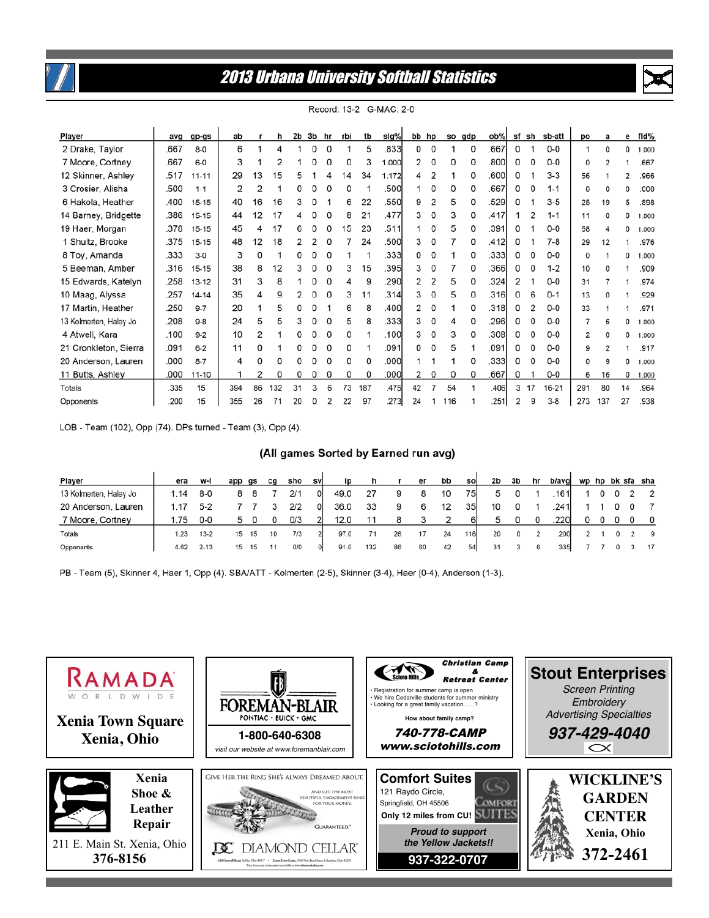# 2013 Urbana University Softball Statistics

Record: 13-2 G-MAC: 2-0

| Player | avg | gp-gs | ab | r | h | 2b | 3b | hr | rbi | tb | slg% | bb | hp | so | gdp | ob% | sf | sh | sb-att | po | a | e | fld% |
|---|---|---|---|---|---|---|---|---|---|---|---|---|---|---|---|---|---|---|---|---|---|---|---|
| 2 Drake, Taylor | .667 | 8-0 | 6 | 1 | 4 | 1 | 0 | 0 | 1 | 5 | .833 | 0 | 0 | 1 | 0 | .667 | 0 | 1 | 0-0 | 1 | 0 | 0 | 1.000 |
| 7 Moore, Cortney | .667 | 6-0 | 3 | 1 | 2 | 1 | 0 | 0 | 0 | 3 | 1.000 | 2 | 0 | 0 | 0 | .800 | 0 | 0 | 0-0 | 0 | 2 | 1 | .667 |
| 12 Skinner, Ashley | .517 | 11-11 | 29 | 13 | 15 | 5 | 1 | 4 | 14 | 34 | 1.172 | 4 | 2 | 1 | 0 | .600 | 0 | 1 | 3-3 | 56 | 1 | 2 | .966 |
| 3 Crosier, Alisha | .500 | 1-1 | 2 | 2 | 1 | 0 | 0 | 0 | 0 | 1 | .500 | 1 | 0 | 0 | 0 | .667 | 0 | 0 | 1-1 | 0 | 0 | 0 | .000 |
| 6 Hakola, Heather | .400 | 15-15 | 40 | 16 | 16 | 3 | 0 | 1 | 6 | 22 | .550 | 9 | 2 | 5 | 0 | .529 | 0 | 1 | 3-5 | 25 | 19 | 5 | .898 |
| 14 Barney, Bridgette | .386 | 15-15 | 44 | 12 | 17 | 4 | 0 | 0 | 8 | 21 | .477 | 3 | 0 | 3 | 0 | .417 | 1 | 2 | 1-1 | 11 | 0 | 0 | 1.000 |
| 19 Haer, Morgan | .378 | 15-15 | 45 | 4 | 17 | 6 | 0 | 0 | 15 | 23 | .511 | 1 | 0 | 5 | 0 | .391 | 0 | 1 | 0-0 | 58 | 4 | 0 | 1.000 |
| 1 Shultz, Brooke | .375 | 15-15 | 48 | 12 | 18 | 2 | 2 | 0 | 7 | 24 | .500 | 3 | 0 | 7 | 0 | .412 | 0 | 1 | 7-8 | 29 | 12 | 1 | .976 |
| 8 Toy, Amanda | .333 | 3-0 | 3 | 0 | 1 | 0 | 0 | 0 | 1 | 1 | .333 | 0 | 0 | 1 | 0 | .333 | 0 | 0 | 0-0 | 0 | 1 | 0 | 1.000 |
| 5 Beeman, Amber | .316 | 15-15 | 38 | 8 | 12 | 3 | 0 | 0 | 3 | 15 | .395 | 3 | 0 | 7 | 0 | .366 | 0 | 0 | 1-2 | 10 | 0 | 1 | .909 |
| 15 Edwards, Katelyn | .258 | 13-12 | 31 | 3 | 8 | 1 | 0 | 0 | 4 | 9 | .290 | 2 | 2 | 5 | 0 | .324 | 2 | 1 | 0-0 | 31 | 7 | 1 | .974 |
| 10 Maag, Alyssa | .257 | 14-14 | 35 | 4 | 9 | 2 | 0 | 0 | 3 | 11 | .314 | 3 | 0 | 5 | 0 | .316 | 0 | 6 | 0-1 | 13 | 0 | 1 | .929 |
| 17 Martin, Heather | .250 | 9-7 | 20 | 1 | 5 | 0 | 0 | 1 | 6 | 8 | .400 | 2 | 0 | 1 | 0 | .318 | 0 | 2 | 0-0 | 33 | 1 | 1 | .971 |
| 13 Kolmerten, Haley Jo | .208 | 9-8 | 24 | 5 | 5 | 3 | 0 | 0 | 5 | 8 | .333 | 3 | 0 | 4 | 0 | .296 | 0 | 0 | 0-0 | 7 | 6 | 0 | 1.000 |
| 4 Atwell, Kara | .100 | 9-2 | 10 | 2 | 1 | 0 | 0 | 0 | 0 | 1 | .100 | 3 | 0 | 3 | 0 | .308 | 0 | 0 | 0-0 | 2 | 0 | 0 | 1.000 |
| 21 Cronkleton, Sierra | .091 | 6-2 | 11 | 0 | 1 | 0 | 0 | 0 | 0 | 1 | .091 | 0 | 0 | 5 | 1 | .091 | 0 | 0 | 0-0 | 9 | 2 | 1 | .917 |
| 20 Anderson, Lauren | .000 | 8-7 | 4 | 0 | 0 | 0 | 0 | 0 | 0 | 0 | .000 | 1 | 1 | 1 | 0 | .333 | 0 | 0 | 0-0 | 0 | 9 | 0 | 1.000 |
| 11 Butts, Ashley | .000 | 11-10 | 1 | 2 | 0 | 0 | 0 | 0 | 0 | 0 | .000 | 2 | 0 | 0 | 0 | .667 | 0 | 1 | 0-0 | 6 | 16 | 0 | 1.000 |
| Totals | .335 | 15 | 394 | 86 | 132 | 31 | 3 | 6 | 73 | 187 | .475 | 42 | 7 | 54 | 1 | .406 | 3 | 17 | 16-21 | 291 | 80 | 14 | .964 |
| Opponents | .200 | 15 | 355 | 26 | 71 | 20 | 0 | 2 | 22 | 97 | .273 | 24 | 1 | 116 | 1 | .251 | 2 | 9 | 3-8 | 273 | 137 | 27 | .938 |

LOB - Team (102), Opp (74). DPs turned - Team (3), Opp (4).

## (All games Sorted by Earned run avg)

| Player | era | w-l | app | gs | cg | sho | sv | ip | h | r | er | bb | so | 2b | 3b | hr | b/avg | wp | hp | bk | sfa | sha |
|---|---|---|---|---|---|---|---|---|---|---|---|---|---|---|---|---|---|---|---|---|---|---|
| 13 Kolmerten, Haley Jo | 1.14 | 8-0 | 8 | 8 | 7 | 2/1 | 0 | 49.0 | 27 | 9 | 8 | 10 | 75 | 5 | 0 | 1 | .161 | 1 | 0 | 0 | 2 | 2 |
| 20 Anderson, Lauren | 1.17 | 5-2 | 7 | 7 | 3 | 2/2 | 0 | 36.0 | 33 | 9 | 6 | 12 | 35 | 10 | 0 | 1 | .241 | 1 | 1 | 0 | 0 | 7 |
| 7 Moore, Cortney | 1.75 | 0-0 | 5 | 0 | 0 | 0/3 | 2 | 12.0 | 11 | 8 | 3 | 2 | 6 | 5 | 0 | 0 | .220 | 0 | 0 | 0 | 0 | 0 |
| Totals | 1.23 | 13-2 | 15 | 15 | 10 | 7/3 | 2 | 97.0 | 71 | 26 | 17 | 24 | 116 | 20 | 0 | 2 | .200 | 2 | 1 | 0 | 2 | 9 |
| Opponents | 4.62 | 2-13 | 15 | 15 | 11 | 0/0 | 0 | 91.0 | 132 | 86 | 60 | 42 | 54 | 31 | 3 | 6 | .335 | 7 | 7 | 0 | 3 | 17 |

PB - Team (5), Skinner 4, Haer 1, Opp (4). SBA/ATT - Kolmerten (2-5), Skinner (3-4), Haer (0-4), Anderson (1-3).

**RAMADA** WORLDWIDE
Xenia Town Square
Xenia, Ohio

**FOREMAN-BLAIR**
PONTIAC · BUICK · GMC
1-800-640-6308
visit our website at www.foremanblair.com

**Scioto Hills Christian Camp & Retreat Center**
- Registration for summer camp is open
- We hire Cedarville students for summer ministry
- Looking for a great family vacation.......?

How about family camp?
740-778-CAMP
www.sciotohills.com

**Stout Enterprises**
Screen Printing
Embroidery
Advertising Specialties
937-429-4040

**Xenia Shoe & Leather Repair**
211 E. Main St. Xenia, Ohio
376-8156

GIVE HER THE RING SHE'S ALWAYS DREAMED ABOUT.
AND GET THE MOST BEAUTIFUL ENGAGEMENT RING FOR YOUR MONEY.
GUARANTEED.*
**DIAMOND CELLAR**

**Comfort Suites**
121 Raydo Circle,
Springfield, OH 45506
Only 12 miles from CU!
Proud to support the Yellow Jackets!!
937-322-0707

**WICKLINE'S GARDEN CENTER**
Xenia, Ohio
372-2461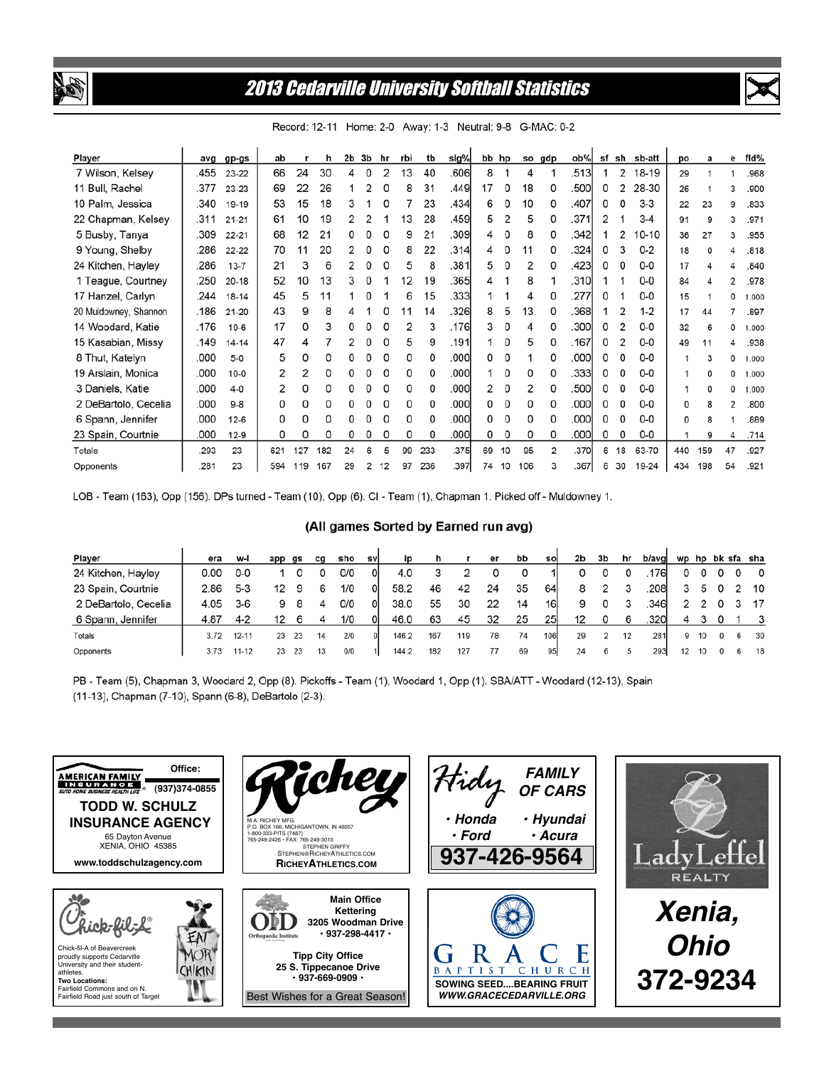# 2013 Cedarville University Softball Statistics

Record: 12-11 Home: 2-0 Away: 1-3 Neutral: 9-8 G-MAC: 0-2

| Player | avg | gp-gs | ab | r | h | 2b | 3b | hr | rbi | tb | slg% | bb | hp | so | gdp | ob% | sf | sh | sb-att | po | a | e | fld% |
|---|---|---|---|---|---|---|---|---|---|---|---|---|---|---|---|---|---|---|---|---|---|---|---|
| 7 Wilson, Kelsey | .455 | 23-22 | 66 | 24 | 30 | 4 | 0 | 2 | 13 | 40 | .606 | 8 | 1 | 4 | 1 | .513 | 1 | 2 | 18-19 | 29 | 1 | 1 | .968 |
| 11 Bull, Rachel | .377 | 23-23 | 69 | 22 | 26 | 1 | 2 | 0 | 8 | 31 | .449 | 17 | 0 | 18 | 0 | .500 | 0 | 2 | 28-30 | 26 | 1 | 3 | .900 |
| 10 Palm, Jessica | .340 | 19-19 | 53 | 15 | 18 | 3 | 1 | 0 | 7 | 23 | .434 | 6 | 0 | 10 | 0 | .407 | 0 | 0 | 3-3 | 22 | 23 | 9 | .833 |
| 22 Chapman, Kelsey | .311 | 21-21 | 61 | 10 | 19 | 2 | 2 | 1 | 13 | 28 | .459 | 5 | 2 | 5 | 0 | .371 | 2 | 1 | 3-4 | 91 | 9 | 3 | .971 |
| 5 Busby, Tanya | .309 | 22-21 | 68 | 12 | 21 | 0 | 0 | 0 | 9 | 21 | .309 | 4 | 0 | 8 | 0 | .342 | 1 | 2 | 10-10 | 36 | 27 | 3 | .955 |
| 9 Young, Shelby | .286 | 22-22 | 70 | 11 | 20 | 2 | 0 | 0 | 8 | 22 | .314 | 4 | 0 | 11 | 0 | .324 | 0 | 3 | 0-2 | 18 | 0 | 4 | .818 |
| 24 Kitchen, Hayley | .286 | 13-7 | 21 | 3 | 6 | 2 | 0 | 0 | 5 | 8 | .381 | 5 | 0 | 2 | 0 | .423 | 0 | 0 | 0-0 | 17 | 4 | 4 | .840 |
| 1 Teague, Courtney | .250 | 20-18 | 52 | 10 | 13 | 3 | 0 | 1 | 12 | 19 | .365 | 4 | 1 | 8 | 1 | .310 | 1 | 1 | 0-0 | 84 | 4 | 2 | .978 |
| 17 Hanzel, Carlyn | .244 | 18-14 | 45 | 5 | 11 | 1 | 0 | 1 | 6 | 15 | .333 | 1 | 1 | 4 | 0 | .277 | 0 | 1 | 0-0 | 15 | 1 | 0 | 1.000 |
| 20 Muldowney, Shannon | .186 | 21-20 | 43 | 9 | 8 | 4 | 1 | 0 | 11 | 14 | .326 | 8 | 5 | 13 | 0 | .368 | 1 | 2 | 1-2 | 17 | 44 | 7 | .897 |
| 14 Woodard, Katie | .176 | 10-6 | 17 | 0 | 3 | 0 | 0 | 0 | 2 | 3 | .176 | 3 | 0 | 4 | 0 | .300 | 0 | 2 | 0-0 | 32 | 6 | 0 | 1.000 |
| 15 Kasabian, Missy | .149 | 14-14 | 47 | 4 | 7 | 2 | 0 | 0 | 5 | 9 | .191 | 1 | 0 | 5 | 0 | .167 | 0 | 2 | 0-0 | 49 | 11 | 4 | .938 |
| 8 Thut, Katelyn | .000 | 5-0 | 5 | 0 | 0 | 0 | 0 | 0 | 0 | 0 | .000 | 0 | 0 | 1 | 0 | .000 | 0 | 0 | 0-0 | 1 | 3 | 0 | 1.000 |
| 19 Arslain, Monica | .000 | 10-0 | 2 | 2 | 0 | 0 | 0 | 0 | 0 | 0 | .000 | 1 | 0 | 0 | 0 | .333 | 0 | 0 | 0-0 | 1 | 0 | 0 | 1.000 |
| 3 Daniels, Katie | .000 | 4-0 | 2 | 0 | 0 | 0 | 0 | 0 | 0 | 0 | .000 | 2 | 0 | 2 | 0 | .500 | 0 | 0 | 0-0 | 1 | 0 | 0 | 1.000 |
| 2 DeBartolo, Cecelia | .000 | 9-8 | 0 | 0 | 0 | 0 | 0 | 0 | 0 | 0 | .000 | 0 | 0 | 0 | 0 | .000 | 0 | 0 | 0-0 | 0 | 8 | 2 | .800 |
| 6 Spann, Jennifer | .000 | 12-6 | 0 | 0 | 0 | 0 | 0 | 0 | 0 | 0 | .000 | 0 | 0 | 0 | 0 | .000 | 0 | 0 | 0-0 | 0 | 8 | 1 | .889 |
| 23 Spain, Courtnie | .000 | 12-9 | 0 | 0 | 0 | 0 | 0 | 0 | 0 | 0 | .000 | 0 | 0 | 0 | 0 | .000 | 0 | 0 | 0-0 | 1 | 9 | 4 | .714 |
| Totals | .293 | 23 | 621 | 127 | 182 | 24 | 6 | 5 | 99 | 233 | .375 | 69 | 10 | 95 | 2 | .370 | 6 | 18 | 63-70 | 440 | 159 | 47 | .927 |
| Opponents | .281 | 23 | 594 | 119 | 167 | 29 | 2 | 12 | 97 | 236 | .397 | 74 | 10 | 106 | 3 | .367 | 6 | 30 | 19-24 | 434 | 198 | 54 | .921 |

LOB - Team (163), Opp (156). DPs turned - Team (10), Opp (6). CI - Team (1), Chapman 1. Picked off - Muldowney 1.

### (All games Sorted by Earned run avg)

| Player | era | w-l | app | gs | cg | sho | sv | ip | h | r | er | bb | so | 2b | 3b | hr | b/avg | wp | hp | bk | sfa | sha |
|---|---|---|---|---|---|---|---|---|---|---|---|---|---|---|---|---|---|---|---|---|---|---|
| 24 Kitchen, Hayley | 0.00 | 0-0 | 1 | 0 | 0 | 0/0 | 0 | 4.0 | 3 | 2 | 0 | 0 | 1 | 0 | 0 | 0 | .176 | 0 | 0 | 0 | 0 | 0 |
| 23 Spain, Courtnie | 2.86 | 5-3 | 12 | 9 | 6 | 1/0 | 0 | 58.2 | 46 | 42 | 24 | 35 | 64 | 8 | 2 | 3 | .208 | 3 | 5 | 0 | 2 | 10 |
| 2 DeBartolo, Cecelia | 4.05 | 3-6 | 9 | 8 | 4 | 0/0 | 0 | 38.0 | 55 | 30 | 22 | 14 | 16 | 9 | 0 | 3 | .346 | 2 | 2 | 0 | 3 | 17 |
| 6 Spann, Jennifer | 4.87 | 4-2 | 12 | 6 | 4 | 1/0 | 0 | 46.0 | 63 | 45 | 32 | 25 | 25 | 12 | 0 | 6 | .320 | 4 | 3 | 0 | 1 | 3 |
| Totals | 3.72 | 12-11 | 23 | 23 | 14 | 2/0 | 0 | 146.2 | 167 | 119 | 78 | 74 | 106 | 29 | 2 | 12 | .281 | 9 | 10 | 0 | 6 | 30 |
| Opponents | 3.73 | 11-12 | 23 | 23 | 13 | 0/0 | 1 | 144.2 | 182 | 127 | 77 | 69 | 95 | 24 | 6 | 5 | .293 | 12 | 10 | 0 | 6 | 18 |

PB - Team (5), Chapman 3, Woodard 2, Opp (8). Pickoffs - Team (1), Woodard 1, Opp (1). SBA/ATT - Woodard (12-13), Spain (11-13), Chapman (7-10), Spann (6-8), DeBartolo (2-3).

**AMERICAN FAMILY INSURANCE** — AUTO HOME BUSINESS HEALTH LIFE
Office: (937)374-0855
**TODD W. SCHULZ INSURANCE AGENCY**
65 Dayton Avenue
XENIA, OHIO 45385
**www.toddschulzagency.com**

**Richey**
M.A. RICHEY MFG.
P.O. BOX 166, MICHIGANTOWN, IN 46057
1-800-333-PITS (7487)
765-249-2426 • FAX: 765-249-3010
STEPHEN GRIFFY
STEPHEN@RICHEYATHLETICS.COM
**RICHEYATHLETICS.COM**

**Hidy FAMILY OF CARS**
• Honda • Hyundai
• Ford • Acura
**937-426-9564**

**Lady Leffel REALTY**
**Xenia, Ohio**
**372-9234**

**Chick-fil-A**
Chick-fil-A of Beavercreek proudly supports Cedarville University and their student-athletes.
**Two Locations:**
Fairfield Commons and on N. Fairfield Road just south of Target

**OIO Orthopaedic Institute**
**Main Office Kettering**
**3205 Woodman Drive**
**• 937-298-4417 •**
**Tipp City Office**
**25 S. Tippecanoe Drive**
**• 937-669-0909 •**
Best Wishes for a Great Season!

**GRACE BAPTIST CHURCH**
**SOWING SEED....BEARING FRUIT**
**WWW.GRACECEDARVILLE.ORG**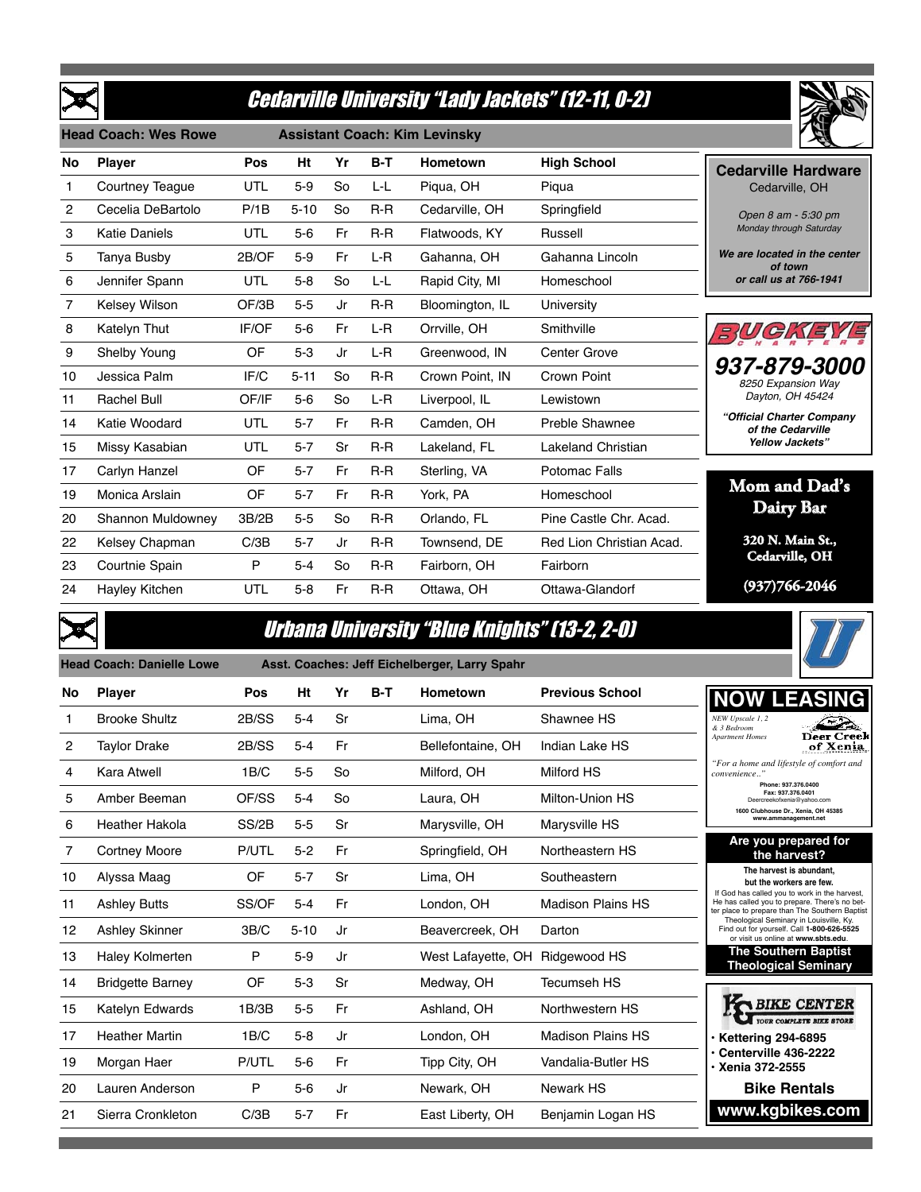## Cedarville University "Lady Jackets" (12-11, 0-2)

**Head Coach: Wes Rowe** **Assistant Coach: Kim Levinsky**

| No | Player | Pos | Ht | Yr | B-T | Hometown | High School |
|---|---|---|---|---|---|---|---|
| 1 | Courtney Teague | UTL | 5-9 | So | L-L | Piqua, OH | Piqua |
| 2 | Cecelia DeBartolo | P/1B | 5-10 | So | R-R | Cedarville, OH | Springfield |
| 3 | Katie Daniels | UTL | 5-6 | Fr | R-R | Flatwoods, KY | Russell |
| 5 | Tanya Busby | 2B/OF | 5-9 | Fr | L-R | Gahanna, OH | Gahanna Lincoln |
| 6 | Jennifer Spann | UTL | 5-8 | So | L-L | Rapid City, MI | Homeschool |
| 7 | Kelsey Wilson | OF/3B | 5-5 | Jr | R-R | Bloomington, IL | University |
| 8 | Katelyn Thut | IF/OF | 5-6 | Fr | L-R | Orrville, OH | Smithville |
| 9 | Shelby Young | OF | 5-3 | Jr | L-R | Greenwood, IN | Center Grove |
| 10 | Jessica Palm | IF/C | 5-11 | So | R-R | Crown Point, IN | Crown Point |
| 11 | Rachel Bull | OF/IF | 5-6 | So | L-R | Liverpool, IL | Lewistown |
| 14 | Katie Woodard | UTL | 5-7 | Fr | R-R | Camden, OH | Preble Shawnee |
| 15 | Missy Kasabian | UTL | 5-7 | Sr | R-R | Lakeland, FL | Lakeland Christian |
| 17 | Carlyn Hanzel | OF | 5-7 | Fr | R-R | Sterling, VA | Potomac Falls |
| 19 | Monica Arslain | OF | 5-7 | Fr | R-R | York, PA | Homeschool |
| 20 | Shannon Muldowney | 3B/2B | 5-5 | So | R-R | Orlando, FL | Pine Castle Chr. Acad. |
| 22 | Kelsey Chapman | C/3B | 5-7 | Jr | R-R | Townsend, DE | Red Lion Christian Acad. |
| 23 | Courtnie Spain | P | 5-4 | So | R-R | Fairborn, OH | Fairborn |
| 24 | Hayley Kitchen | UTL | 5-8 | Fr | R-R | Ottawa, OH | Ottawa-Glandorf |

**Cedarville Hardware**
Cedarville, OH

*Open 8 am - 5:30 pm*
*Monday through Saturday*

***We are located in the center of town or call us at 766-1941***

**BUCKEYE CHARTERS**
**937-879-3000**
*8250 Expansion Way*
*Dayton, OH 45424*

***"Official Charter Company of the Cedarville Yellow Jackets"***

**Mom and Dad's Dairy Bar**
**320 N. Main St., Cedarville, OH**
**(937)766-2046**

## Urbana University "Blue Knights" (13-2, 2-0)

**Head Coach: Danielle Lowe** **Asst. Coaches: Jeff Eichelberger, Larry Spahr**

| No | Player | Pos | Ht | Yr | B-T | Hometown | Previous School |
|---|---|---|---|---|---|---|---|
| 1 | Brooke Shultz | 2B/SS | 5-4 | Sr | | Lima, OH | Shawnee HS |
| 2 | Taylor Drake | 2B/SS | 5-4 | Fr | | Bellefontaine, OH | Indian Lake HS |
| 4 | Kara Atwell | 1B/C | 5-5 | So | | Milford, OH | Milford HS |
| 5 | Amber Beeman | OF/SS | 5-4 | So | | Laura, OH | Milton-Union HS |
| 6 | Heather Hakola | SS/2B | 5-5 | Sr | | Marysville, OH | Marysville HS |
| 7 | Cortney Moore | P/UTL | 5-2 | Fr | | Springfield, OH | Northeastern HS |
| 10 | Alyssa Maag | OF | 5-7 | Sr | | Lima, OH | Southeastern |
| 11 | Ashley Butts | SS/OF | 5-4 | Fr | | London, OH | Madison Plains HS |
| 12 | Ashley Skinner | 3B/C | 5-10 | Jr | | Beavercreek, OH | Darton |
| 13 | Haley Kolmerten | P | 5-9 | Jr | | West Lafayette, OH | Ridgewood HS |
| 14 | Bridgette Barney | OF | 5-3 | Sr | | Medway, OH | Tecumseh HS |
| 15 | Katelyn Edwards | 1B/3B | 5-5 | Fr | | Ashland, OH | Northwestern HS |
| 17 | Heather Martin | 1B/C | 5-8 | Jr | | London, OH | Madison Plains HS |
| 19 | Morgan Haer | P/UTL | 5-6 | Fr | | Tipp City, OH | Vandalia-Butler HS |
| 20 | Lauren Anderson | P | 5-6 | Jr | | Newark, OH | Newark HS |
| 21 | Sierra Cronkleton | C/3B | 5-7 | Fr | | East Liberty, OH | Benjamin Logan HS |

**NOW LEASING**
*NEW Upscale 1, 2 & 3 Bedroom Apartment Homes*
**Deer Creek of Xenia**
*"For a home and lifestyle of comfort and convenience.."*
**Phone: 937.376.0400**
**Fax: 937.376.0401**
Deercreekofxenia@yahoo.com
**1600 Clubhouse Dr., Xenia, OH 45385**
**www.ammanagement.net**

**Are you prepared for the harvest?**
**The harvest is abundant, but the workers are few.**
If God has called you to work in the harvest, He has called you to prepare. There's no better place to prepare than The Southern Baptist Theological Seminary in Louisville, Ky. Find out for yourself. Call **1-800-626-5525** or visit us online at **www.sbts.edu**.
**The Southern Baptist Theological Seminary**

**KG BIKE CENTER**
YOUR COMPLETE BIKE STORE
- **Kettering 294-6895**
- **Centerville 436-2222**
- **Xenia 372-2555**

**Bike Rentals**
**www.kgbikes.com**